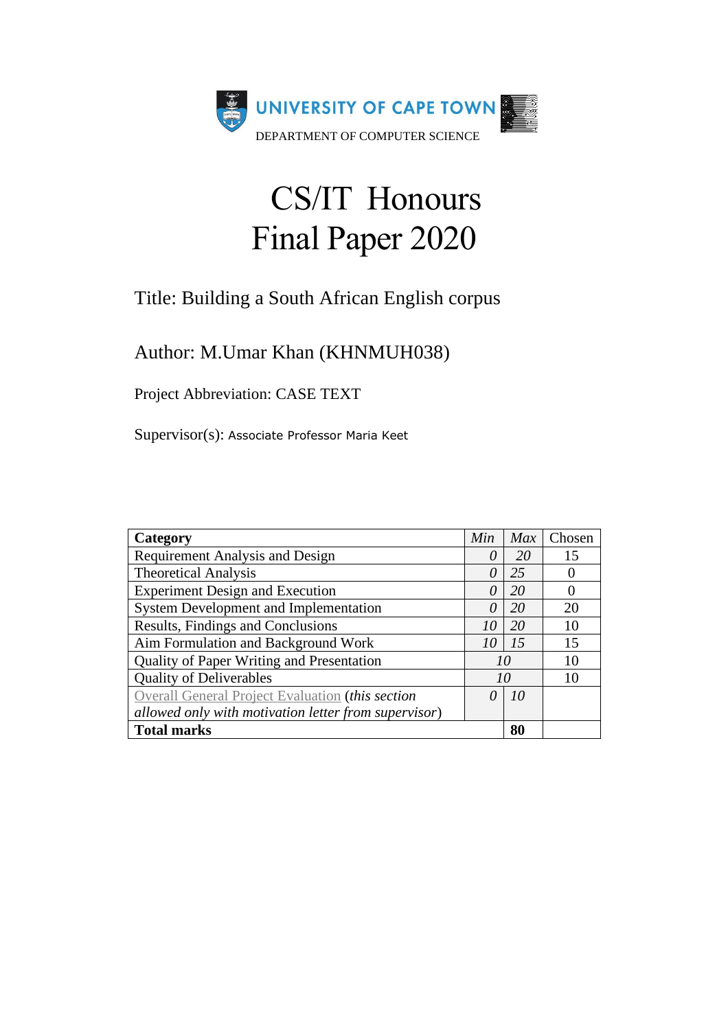UNIVERSITY OF CAPE TOWN

DEPARTMENT OF COMPUTER SCIENCE

# CS/IT Honours Final Paper 2020

Title: Building a South African English corpus

Author: M.Umar Khan (KHNMUH038)

Project Abbreviation: CASE TEXT

Supervisor(s): Associate Professor Maria Keet

| **Category** | *Min* | *Max* | Chosen |
|---|---|---|---|
| Requirement Analysis and Design | *0* | *20* | 15 |
| Theoretical Analysis | *0* | *25* | 0 |
| Experiment Design and Execution | *0* | *20* | 0 |
| System Development and Implementation | *0* | *20* | 20 |
| Results, Findings and Conclusions | *10* | *20* | 10 |
| Aim Formulation and Background Work | *10* | *15* | 15 |
| Quality of Paper Writing and Presentation | *10* | | 10 |
| Quality of Deliverables | *10* | | 10 |
| Overall General Project Evaluation (*this section allowed only with motivation letter from supervisor*) | *0* | *10* | |
| **Total marks** | | **80** | |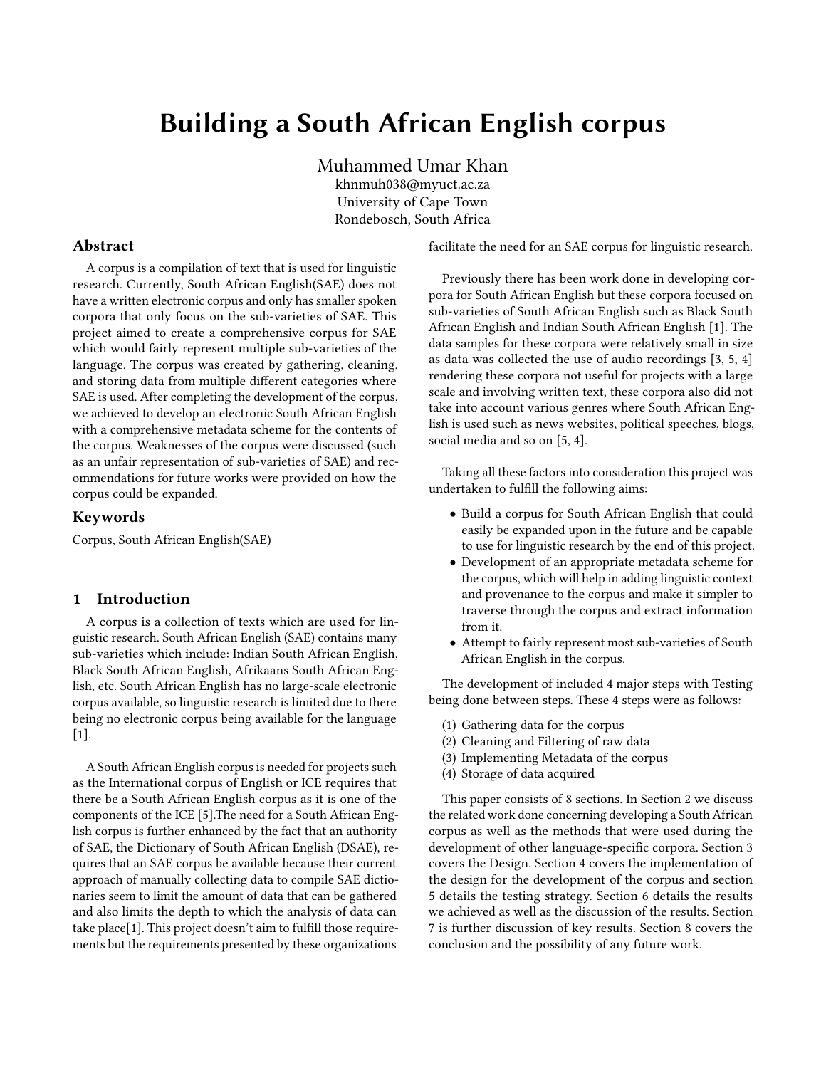# Building a South African English corpus

Muhammed Umar Khan
khnmuh038@myuct.ac.za
University of Cape Town
Rondebosch, South Africa

## Abstract

A corpus is a compilation of text that is used for linguistic research. Currently, South African English(SAE) does not have a written electronic corpus and only has smaller spoken corpora that only focus on the sub-varieties of SAE. This project aimed to create a comprehensive corpus for SAE which would fairly represent multiple sub-varieties of the language. The corpus was created by gathering, cleaning, and storing data from multiple different categories where SAE is used. After completing the development of the corpus, we achieved to develop an electronic South African English with a comprehensive metadata scheme for the contents of the corpus. Weaknesses of the corpus were discussed (such as an unfair representation of sub-varieties of SAE) and recommendations for future works were provided on how the corpus could be expanded.

## Keywords

Corpus, South African English(SAE)

## 1 Introduction

A corpus is a collection of texts which are used for linguistic research. South African English (SAE) contains many sub-varieties which include: Indian South African English, Black South African English, Afrikaans South African English, etc. South African English has no large-scale electronic corpus available, so linguistic research is limited due to there being no electronic corpus being available for the language [1].

A South African English corpus is needed for projects such as the International corpus of English or ICE requires that there be a South African English corpus as it is one of the components of the ICE [5].The need for a South African English corpus is further enhanced by the fact that an authority of SAE, the Dictionary of South African English (DSAE), requires that an SAE corpus be available because their current approach of manually collecting data to compile SAE dictionaries seem to limit the amount of data that can be gathered and also limits the depth to which the analysis of data can take place[1]. This project doesn't aim to fulfill those requirements but the requirements presented by these organizations facilitate the need for an SAE corpus for linguistic research.

Previously there has been work done in developing corpora for South African English but these corpora focused on sub-varieties of South African English such as Black South African English and Indian South African English [1]. The data samples for these corpora were relatively small in size as data was collected the use of audio recordings [3, 5, 4] rendering these corpora not useful for projects with a large scale and involving written text, these corpora also did not take into account various genres where South African English is used such as news websites, political speeches, blogs, social media and so on [5, 4].

Taking all these factors into consideration this project was undertaken to fulfill the following aims:

- Build a corpus for South African English that could easily be expanded upon in the future and be capable to use for linguistic research by the end of this project.
- Development of an appropriate metadata scheme for the corpus, which will help in adding linguistic context and provenance to the corpus and make it simpler to traverse through the corpus and extract information from it.
- Attempt to fairly represent most sub-varieties of South African English in the corpus.

The development of included 4 major steps with Testing being done between steps. These 4 steps were as follows:

(1) Gathering data for the corpus
(2) Cleaning and Filtering of raw data
(3) Implementing Metadata of the corpus
(4) Storage of data acquired

This paper consists of 8 sections. In Section 2 we discuss the related work done concerning developing a South African corpus as well as the methods that were used during the development of other language-specific corpora. Section 3 covers the Design. Section 4 covers the implementation of the design for the development of the corpus and section 5 details the testing strategy. Section 6 details the results we achieved as well as the discussion of the results. Section 7 is further discussion of key results. Section 8 covers the conclusion and the possibility of any future work.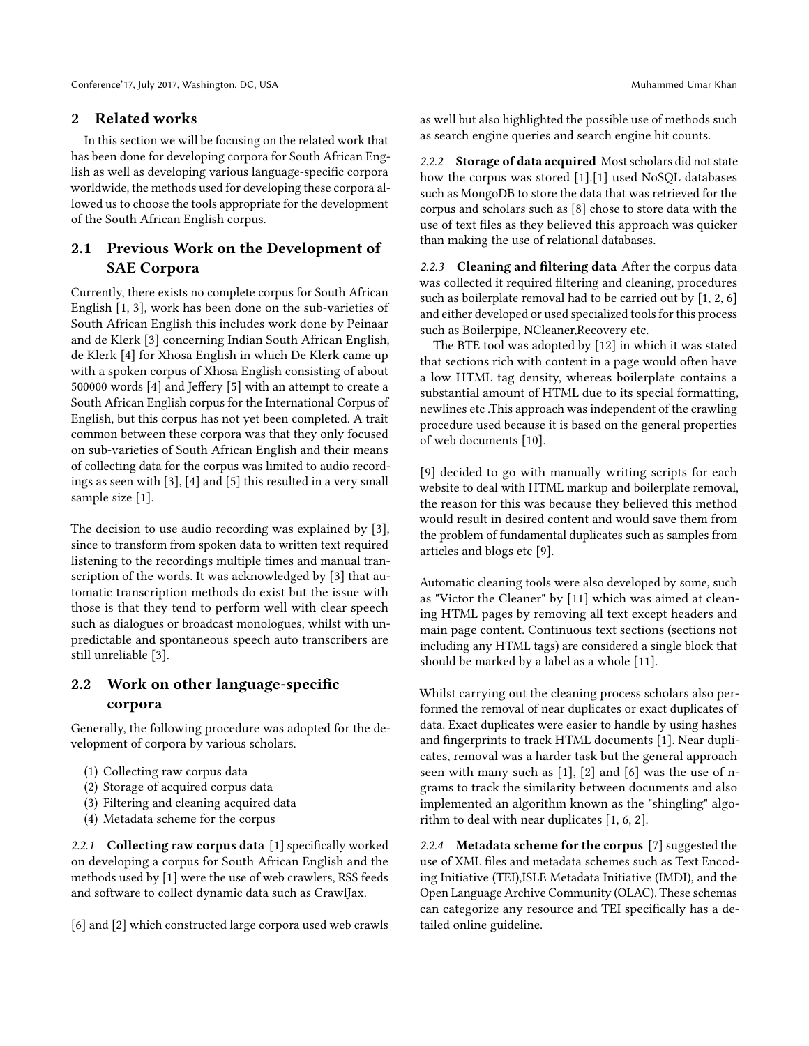## 2 Related works

In this section we will be focusing on the related work that has been done for developing corpora for South African English as well as developing various language-specific corpora worldwide, the methods used for developing these corpora allowed us to choose the tools appropriate for the development of the South African English corpus.

### 2.1 Previous Work on the Development of SAE Corpora

Currently, there exists no complete corpus for South African English [1, 3], work has been done on the sub-varieties of South African English this includes work done by Peinaar and de Klerk [3] concerning Indian South African English, de Klerk [4] for Xhosa English in which De Klerk came up with a spoken corpus of Xhosa English consisting of about 500000 words [4] and Jeffery [5] with an attempt to create a South African English corpus for the International Corpus of English, but this corpus has not yet been completed. A trait common between these corpora was that they only focused on sub-varieties of South African English and their means of collecting data for the corpus was limited to audio recordings as seen with [3], [4] and [5] this resulted in a very small sample size [1].

The decision to use audio recording was explained by [3], since to transform from spoken data to written text required listening to the recordings multiple times and manual transcription of the words. It was acknowledged by [3] that automatic transcription methods do exist but the issue with those is that they tend to perform well with clear speech such as dialogues or broadcast monologues, whilst with unpredictable and spontaneous speech auto transcribers are still unreliable [3].

### 2.2 Work on other language-specific corpora

Generally, the following procedure was adopted for the development of corpora by various scholars.

(1) Collecting raw corpus data
(2) Storage of acquired corpus data
(3) Filtering and cleaning acquired data
(4) Metadata scheme for the corpus

*2.2.1* **Collecting raw corpus data** [1] specifically worked on developing a corpus for South African English and the methods used by [1] were the use of web crawlers, RSS feeds and software to collect dynamic data such as CrawlJax.

[6] and [2] which constructed large corpora used web crawls as well but also highlighted the possible use of methods such as search engine queries and search engine hit counts.

*2.2.2* **Storage of data acquired** Most scholars did not state how the corpus was stored [1].[1] used NoSQL databases such as MongoDB to store the data that was retrieved for the corpus and scholars such as [8] chose to store data with the use of text files as they believed this approach was quicker than making the use of relational databases.

*2.2.3* **Cleaning and filtering data** After the corpus data was collected it required filtering and cleaning, procedures such as boilerplate removal had to be carried out by [1, 2, 6] and either developed or used specialized tools for this process such as Boilerpipe, NCleaner,Recovery etc.

The BTE tool was adopted by [12] in which it was stated that sections rich with content in a page would often have a low HTML tag density, whereas boilerplate contains a substantial amount of HTML due to its special formatting, newlines etc .This approach was independent of the crawling procedure used because it is based on the general properties of web documents [10].

[9] decided to go with manually writing scripts for each website to deal with HTML markup and boilerplate removal, the reason for this was because they believed this method would result in desired content and would save them from the problem of fundamental duplicates such as samples from articles and blogs etc [9].

Automatic cleaning tools were also developed by some, such as "Victor the Cleaner" by [11] which was aimed at cleaning HTML pages by removing all text except headers and main page content. Continuous text sections (sections not including any HTML tags) are considered a single block that should be marked by a label as a whole [11].

Whilst carrying out the cleaning process scholars also performed the removal of near duplicates or exact duplicates of data. Exact duplicates were easier to handle by using hashes and fingerprints to track HTML documents [1]. Near duplicates, removal was a harder task but the general approach seen with many such as [1], [2] and [6] was the use of n-grams to track the similarity between documents and also implemented an algorithm known as the "shingling" algorithm to deal with near duplicates [1, 6, 2].

*2.2.4* **Metadata scheme for the corpus** [7] suggested the use of XML files and metadata schemes such as Text Encoding Initiative (TEI),ISLE Metadata Initiative (IMDI), and the Open Language Archive Community (OLAC). These schemas can categorize any resource and TEI specifically has a detailed online guideline.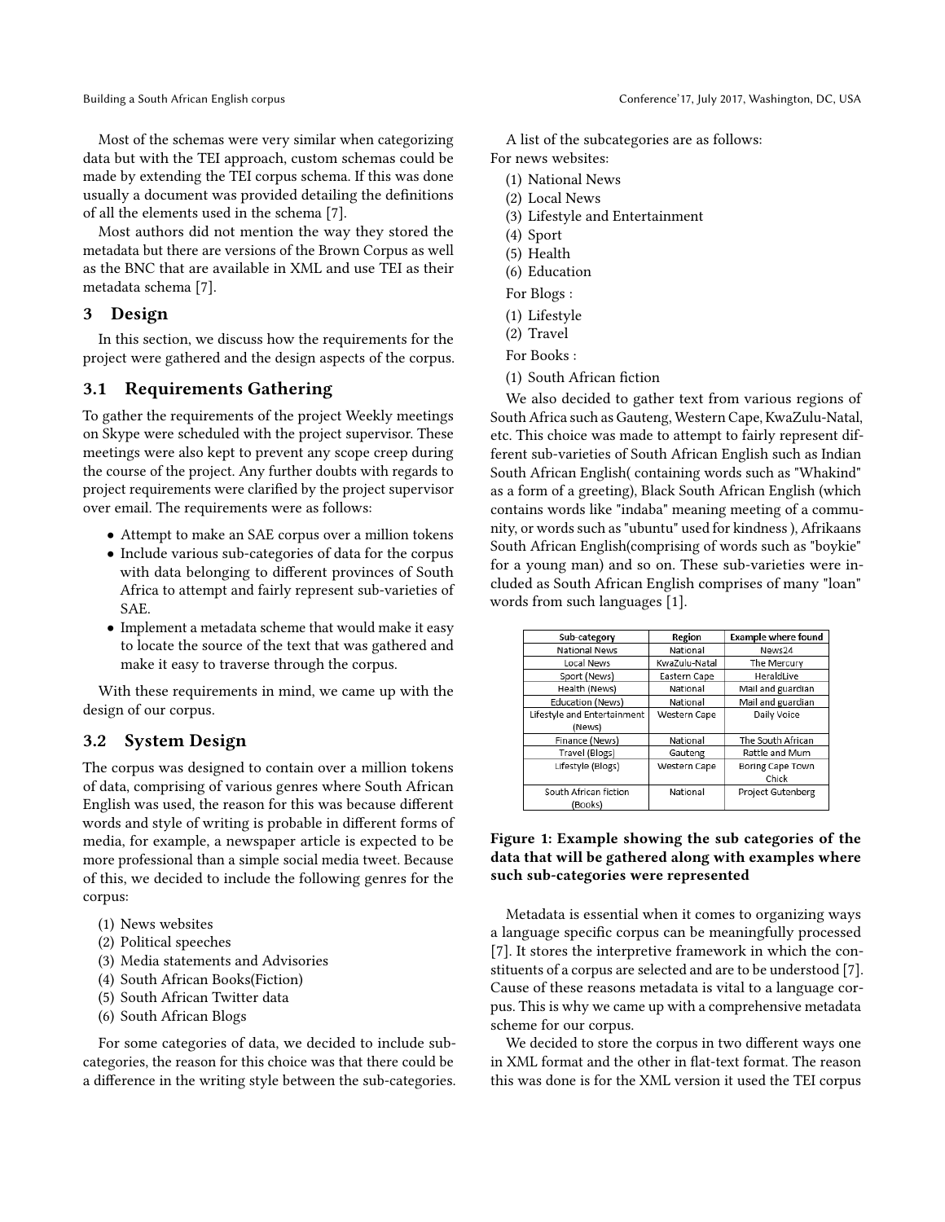Most of the schemas were very similar when categorizing data but with the TEI approach, custom schemas could be made by extending the TEI corpus schema. If this was done usually a document was provided detailing the definitions of all the elements used in the schema [7].

Most authors did not mention the way they stored the metadata but there are versions of the Brown Corpus as well as the BNC that are available in XML and use TEI as their metadata schema [7].

## 3 Design

In this section, we discuss how the requirements for the project were gathered and the design aspects of the corpus.

### 3.1 Requirements Gathering

To gather the requirements of the project Weekly meetings on Skype were scheduled with the project supervisor. These meetings were also kept to prevent any scope creep during the course of the project. Any further doubts with regards to project requirements were clarified by the project supervisor over email. The requirements were as follows:

- Attempt to make an SAE corpus over a million tokens
- Include various sub-categories of data for the corpus with data belonging to different provinces of South Africa to attempt and fairly represent sub-varieties of SAE.
- Implement a metadata scheme that would make it easy to locate the source of the text that was gathered and make it easy to traverse through the corpus.

With these requirements in mind, we came up with the design of our corpus.

### 3.2 System Design

The corpus was designed to contain over a million tokens of data, comprising of various genres where South African English was used, the reason for this was because different words and style of writing is probable in different forms of media, for example, a newspaper article is expected to be more professional than a simple social media tweet. Because of this, we decided to include the following genres for the corpus:

(1) News websites
(2) Political speeches
(3) Media statements and Advisories
(4) South African Books(Fiction)
(5) South African Twitter data
(6) South African Blogs

For some categories of data, we decided to include sub-categories, the reason for this choice was that there could be a difference in the writing style between the sub-categories.

A list of the subcategories are as follows:
For news websites:

(1) National News
(2) Local News
(3) Lifestyle and Entertainment
(4) Sport
(5) Health
(6) Education

For Blogs :

(1) Lifestyle
(2) Travel

For Books :

(1) South African fiction

We also decided to gather text from various regions of South Africa such as Gauteng, Western Cape, KwaZulu-Natal, etc. This choice was made to attempt to fairly represent different sub-varieties of South African English such as Indian South African English( containing words such as "Whakind" as a form of a greeting), Black South African English (which contains words like "indaba" meaning meeting of a community, or words such as "ubuntu" used for kindness ), Afrikaans South African English(comprising of words such as "boykie" for a young man) and so on. These sub-varieties were included as South African English comprises of many "loan" words from such languages [1].

| Sub-category | Region | Example where found |
|---|---|---|
| National News | National | News24 |
| Local News | KwaZulu-Natal | The Mercury |
| Sport (News) | Eastern Cape | HeraldLive |
| Health (News) | National | Mail and guardian |
| Education (News) | National | Mail and guardian |
| Lifestyle and Entertainment (News) | Western Cape | Daily Voice |
| Finance (News) | National | The South African |
| Travel (Blogs) | Gauteng | Rattle and Mum |
| Lifestyle (Blogs) | Western Cape | Boring Cape Town Chick |
| South African fiction (Books) | National | Project Gutenberg |

**Figure 1: Example showing the sub categories of the data that will be gathered along with examples where such sub-categories were represented**

Metadata is essential when it comes to organizing ways a language specific corpus can be meaningfully processed [7]. It stores the interpretive framework in which the constituents of a corpus are selected and are to be understood [7]. Cause of these reasons metadata is vital to a language corpus. This is why we came up with a comprehensive metadata scheme for our corpus.

We decided to store the corpus in two different ways one in XML format and the other in flat-text format. The reason this was done is for the XML version it used the TEI corpus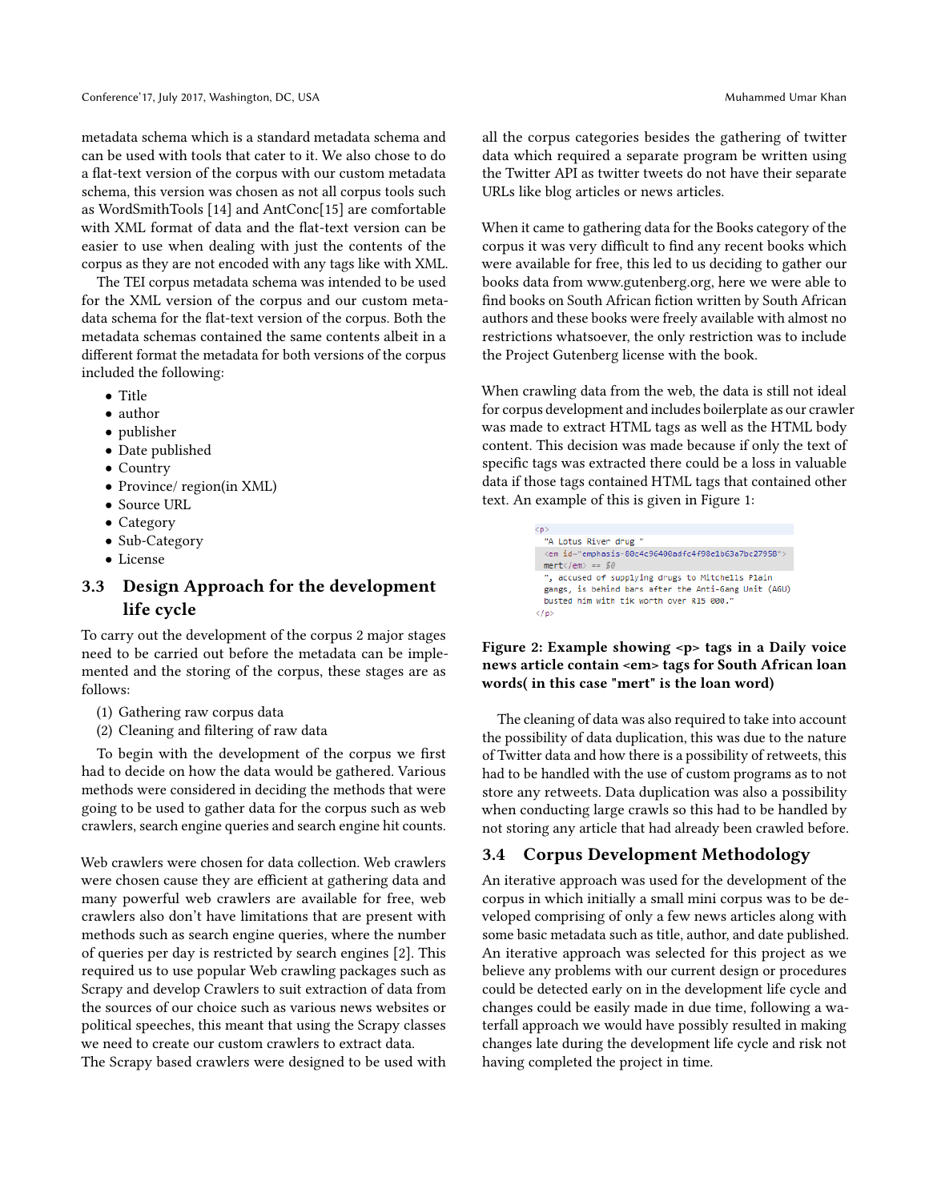metadata schema which is a standard metadata schema and can be used with tools that cater to it. We also chose to do a flat-text version of the corpus with our custom metadata schema, this version was chosen as not all corpus tools such as WordSmithTools [14] and AntConc[15] are comfortable with XML format of data and the flat-text version can be easier to use when dealing with just the contents of the corpus as they are not encoded with any tags like with XML.

The TEI corpus metadata schema was intended to be used for the XML version of the corpus and our custom metadata schema for the flat-text version of the corpus. Both the metadata schemas contained the same contents albeit in a different format the metadata for both versions of the corpus included the following:

- Title
- author
- publisher
- Date published
- Country
- Province/ region(in XML)
- Source URL
- Category
- Sub-Category
- License

### 3.3 Design Approach for the development life cycle

To carry out the development of the corpus 2 major stages need to be carried out before the metadata can be implemented and the storing of the corpus, these stages are as follows:

(1) Gathering raw corpus data
(2) Cleaning and filtering of raw data

To begin with the development of the corpus we first had to decide on how the data would be gathered. Various methods were considered in deciding the methods that were going to be used to gather data for the corpus such as web crawlers, search engine queries and search engine hit counts.

Web crawlers were chosen for data collection. Web crawlers were chosen cause they are efficient at gathering data and many powerful web crawlers are available for free, web crawlers also don't have limitations that are present with methods such as search engine queries, where the number of queries per day is restricted by search engines [2]. This required us to use popular Web crawling packages such as Scrapy and develop Crawlers to suit extraction of data from the sources of our choice such as various news websites or political speeches, this meant that using the Scrapy classes we need to create our custom crawlers to extract data.
The Scrapy based crawlers were designed to be used with all the corpus categories besides the gathering of twitter data which required a separate program be written using the Twitter API as twitter tweets do not have their separate URLs like blog articles or news articles.

When it came to gathering data for the Books category of the corpus it was very difficult to find any recent books which were available for free, this led to us deciding to gather our books data from www.gutenberg.org, here we were able to find books on South African fiction written by South African authors and these books were freely available with almost no restrictions whatsoever, the only restriction was to include the Project Gutenberg license with the book.

When crawling data from the web, the data is still not ideal for corpus development and includes boilerplate as our crawler was made to extract HTML tags as well as the HTML body content. This decision was made because if only the text of specific tags was extracted there could be a loss in valuable data if those tags contained HTML tags that contained other text. An example of this is given in Figure 1:

```
<p>
  "A Lotus River drug "
  <em id="emphasis-80c4c96400adfc4f98e1b63a7bc27958">
  mert</em> == $0
  ", accused of supplying drugs to Mitchells Plain
  gangs, is behind bars after the Anti-Gang Unit (AGU)
  busted him with tik worth over R15 000."
</p>
```

**Figure 2: Example showing <p> tags in a Daily voice news article contain <em> tags for South African loan words( in this case "mert" is the loan word)**

The cleaning of data was also required to take into account the possibility of data duplication, this was due to the nature of Twitter data and how there is a possibility of retweets, this had to be handled with the use of custom programs as to not store any retweets. Data duplication was also a possibility when conducting large crawls so this had to be handled by not storing any article that had already been crawled before.

### 3.4 Corpus Development Methodology

An iterative approach was used for the development of the corpus in which initially a small mini corpus was to be developed comprising of only a few news articles along with some basic metadata such as title, author, and date published. An iterative approach was selected for this project as we believe any problems with our current design or procedures could be detected early on in the development life cycle and changes could be easily made in due time, following a waterfall approach we would have possibly resulted in making changes late during the development life cycle and risk not having completed the project in time.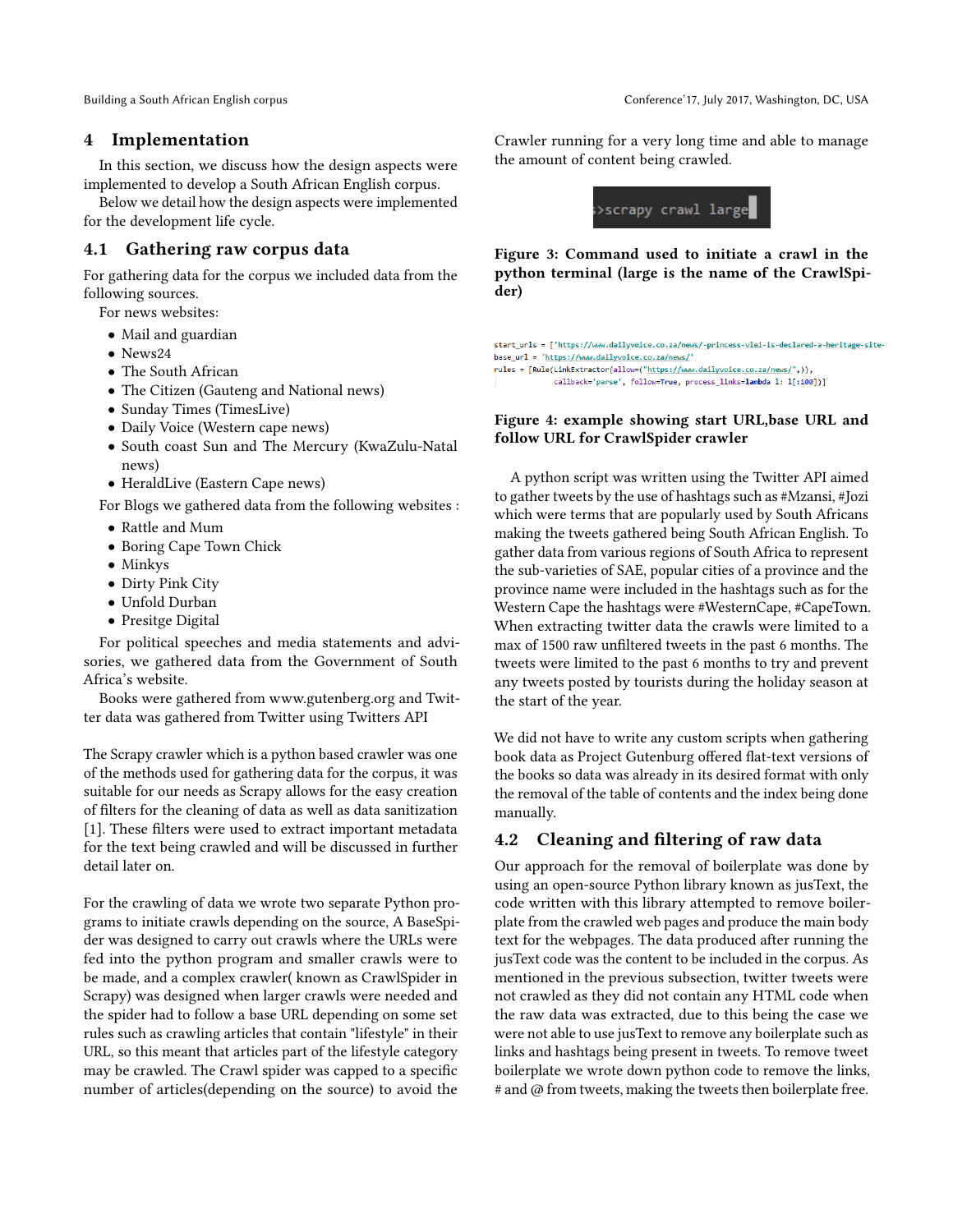## 4 Implementation

In this section, we discuss how the design aspects were implemented to develop a South African English corpus.

Below we detail how the design aspects were implemented for the development life cycle.

### 4.1 Gathering raw corpus data

For gathering data for the corpus we included data from the following sources.

For news websites:

- Mail and guardian
- News24
- The South African
- The Citizen (Gauteng and National news)
- Sunday Times (TimesLive)
- Daily Voice (Western cape news)
- South coast Sun and The Mercury (KwaZulu-Natal news)
- HeraldLive (Eastern Cape news)

For Blogs we gathered data from the following websites :

- Rattle and Mum
- Boring Cape Town Chick
- Minkys
- Dirty Pink City
- Unfold Durban
- Presitge Digital

For political speeches and media statements and advisories, we gathered data from the Government of South Africa's website.

Books were gathered from www.gutenberg.org and Twitter data was gathered from Twitter using Twitters API

The Scrapy crawler which is a python based crawler was one of the methods used for gathering data for the corpus, it was suitable for our needs as Scrapy allows for the easy creation of filters for the cleaning of data as well as data sanitization [1]. These filters were used to extract important metadata for the text being crawled and will be discussed in further detail later on.

For the crawling of data we wrote two separate Python programs to initiate crawls depending on the source, A BaseSpider was designed to carry out crawls where the URLs were fed into the python program and smaller crawls were to be made, and a complex crawler( known as CrawlSpider in Scrapy) was designed when larger crawls were needed and the spider had to follow a base URL depending on some set rules such as crawling articles that contain "lifestyle" in their URL, so this meant that articles part of the lifestyle category may be crawled. The Crawl spider was capped to a specific number of articles(depending on the source) to avoid the Crawler running for a very long time and able to manage the amount of content being crawled.

```
>scrapy crawl large
```

**Figure 3: Command used to initiate a crawl in the python terminal (large is the name of the CrawlSpider)**

```
start_urls = ['https://www.dailyvoice.co.za/news/-princess-vlei-is-declared-a-heritage-site-
base_url = 'https://www.dailyvoice.co.za/news/'
rules = [Rule(LinkExtractor(allow=("https://www.dailyvoice.co.za/news/",)),
              callback='parse', follow=True, process_links=lambda l: l[:100])]
```

**Figure 4: example showing start URL,base URL and follow URL for CrawlSpider crawler**

A python script was written using the Twitter API aimed to gather tweets by the use of hashtags such as #Mzansi, #Jozi which were terms that are popularly used by South Africans making the tweets gathered being South African English. To gather data from various regions of South Africa to represent the sub-varieties of SAE, popular cities of a province and the province name were included in the hashtags such as for the Western Cape the hashtags were #WesternCape, #CapeTown. When extracting twitter data the crawls were limited to a max of 1500 raw unfiltered tweets in the past 6 months. The tweets were limited to the past 6 months to try and prevent any tweets posted by tourists during the holiday season at the start of the year.

We did not have to write any custom scripts when gathering book data as Project Gutenberg offered flat-text versions of the books so data was already in its desired format with only the removal of the table of contents and the index being done manually.

### 4.2 Cleaning and filtering of raw data

Our approach for the removal of boilerplate was done by using an open-source Python library known as jusText, the code written with this library attempted to remove boilerplate from the crawled web pages and produce the main body text for the webpages. The data produced after running the jusText code was the content to be included in the corpus. As mentioned in the previous subsection, twitter tweets were not crawled as they did not contain any HTML code when the raw data was extracted, due to this being the case we were not able to use jusText to remove any boilerplate such as links and hashtags being present in tweets. To remove tweet boilerplate we wrote down python code to remove the links, # and @ from tweets, making the tweets then boilerplate free.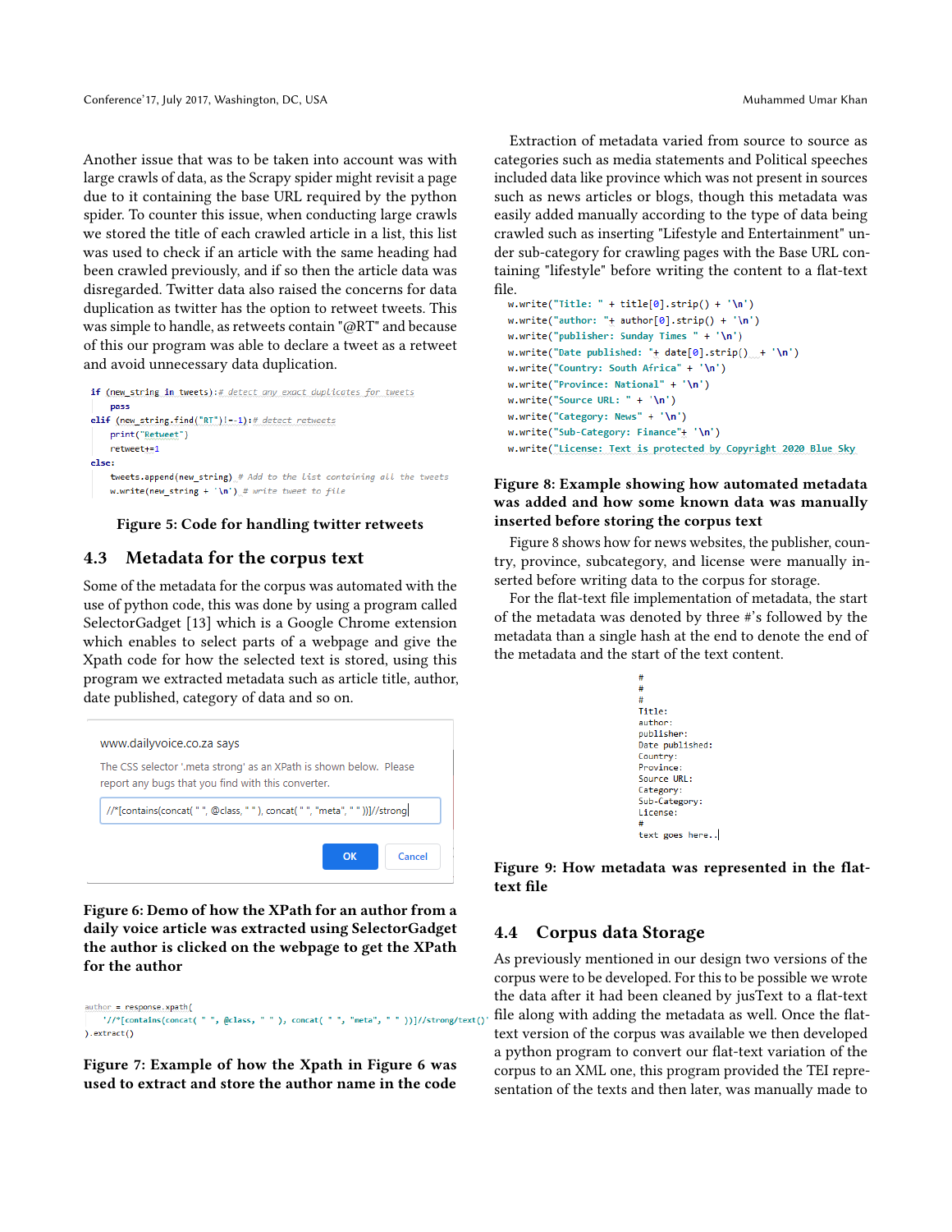Another issue that was to be taken into account was with large crawls of data, as the Scrapy spider might revisit a page due to it containing the base URL required by the python spider. To counter this issue, when conducting large crawls we stored the title of each crawled article in a list, this list was used to check if an article with the same heading had been crawled previously, and if so then the article data was disregarded. Twitter data also raised the concerns for data duplication as twitter has the option to retweet tweets. This was simple to handle, as retweets contain "@RT" and because of this our program was able to declare a tweet as a retweet and avoid unnecessary data duplication.

```
if (new_string in tweets):# detect any exact duplicates for tweets
    pass
elif (new_string.find("RT")!=-1):# detect retweets
    print("Retweet")
    retweet+=1
else:
    tweets.append(new_string) # Add to the list containing all the tweets
    w.write(new_string + '\n') # write tweet to file
```

**Figure 5: Code for handling twitter retweets**

## 4.3 Metadata for the corpus text

Some of the metadata for the corpus was automated with the use of python code, this was done by using a program called SelectorGadget [13] which is a Google Chrome extension which enables to select parts of a webpage and give the Xpath code for how the selected text is stored, using this program we extracted metadata such as article title, author, date published, category of data and so on.

www.dailyvoice.co.za says

The CSS selector '.meta strong' as an XPath is shown below. Please report any bugs that you find with this converter.

//*[contains(concat( " ", @class, " " ), concat( " ", "meta", " " ))]//strong

OK Cancel

**Figure 6: Demo of how the XPath for an author from a daily voice article was extracted using SelectorGadget the author is clicked on the webpage to get the XPath for the author**

```
author = response.xpath(
    '//*[contains(concat( " ", @class, " " ), concat( " ", "meta", " " ))]//strong/text()'
).extract()
```

**Figure 7: Example of how the Xpath in Figure 6 was used to extract and store the author name in the code**

Extraction of metadata varied from source to source as categories such as media statements and Political speeches included data like province which was not present in sources such as news articles or blogs, though this metadata was easily added manually according to the type of data being crawled such as inserting "Lifestyle and Entertainment" under sub-category for crawling pages with the Base URL containing "lifestyle" before writing the content to a flat-text file.

```
w.write("Title: " + title[0].strip() + '\n')
w.write("author: "+ author[0].strip() + '\n')
w.write("publisher: Sunday Times " + '\n')
w.write("Date published: "+ date[0].strip() + '\n')
w.write("Country: South Africa" + '\n')
w.write("Province: National" + '\n')
w.write("Source URL: " + '\n')
w.write("Category: News" + '\n')
w.write("Sub-Category: Finance"+ '\n')
w.write("License: Text is protected by Copyright 2020 Blue Sky
```

**Figure 8: Example showing how automated metadata was added and how some known data was manually inserted before storing the corpus text**

Figure 8 shows how for news websites, the publisher, country, province, subcategory, and license were manually inserted before writing data to the corpus for storage.

For the flat-text file implementation of metadata, the start of the metadata was denoted by three #'s followed by the metadata than a single hash at the end to denote the end of the metadata and the start of the text content.

```
#
#
#
Title:
author:
publisher:
Date published:
Country:
Province:
Source URL:
Category:
Sub-Category:
License:
#
text goes here..
```

**Figure 9: How metadata was represented in the flat-text file**

## 4.4 Corpus data Storage

As previously mentioned in our design two versions of the corpus were to be developed. For this to be possible we wrote the data after it had been cleaned by jusText to a flat-text file along with adding the metadata as well. Once the flat-text version of the corpus was available we then developed a python program to convert our flat-text variation of the corpus to an XML one, this program provided the TEI representation of the texts and then later, was manually made to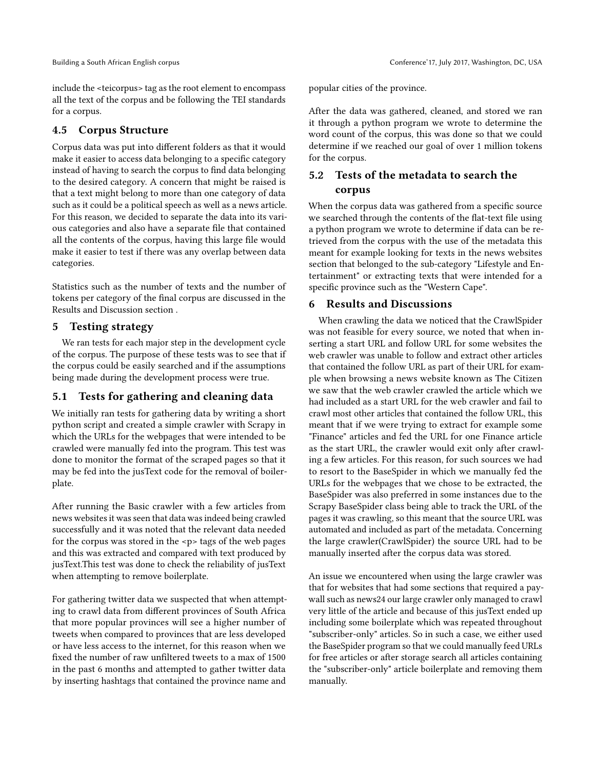include the <teicorpus> tag as the root element to encompass all the text of the corpus and be following the TEI standards for a corpus.

### 4.5 Corpus Structure

Corpus data was put into different folders as that it would make it easier to access data belonging to a specific category instead of having to search the corpus to find data belonging to the desired category. A concern that might be raised is that a text might belong to more than one category of data such as it could be a political speech as well as a news article. For this reason, we decided to separate the data into its various categories and also have a separate file that contained all the contents of the corpus, having this large file would make it easier to test if there was any overlap between data categories.

Statistics such as the number of texts and the number of tokens per category of the final corpus are discussed in the Results and Discussion section .

## 5 Testing strategy

We ran tests for each major step in the development cycle of the corpus. The purpose of these tests was to see that if the corpus could be easily searched and if the assumptions being made during the development process were true.

### 5.1 Tests for gathering and cleaning data

We initially ran tests for gathering data by writing a short python script and created a simple crawler with Scrapy in which the URLs for the webpages that were intended to be crawled were manually fed into the program. This test was done to monitor the format of the scraped pages so that it may be fed into the jusText code for the removal of boilerplate.

After running the Basic crawler with a few articles from news websites it was seen that data was indeed being crawled successfully and it was noted that the relevant data needed for the corpus was stored in the <p> tags of the web pages and this was extracted and compared with text produced by jusText.This test was done to check the reliability of jusText when attempting to remove boilerplate.

For gathering twitter data we suspected that when attempting to crawl data from different provinces of South Africa that more popular provinces will see a higher number of tweets when compared to provinces that are less developed or have less access to the internet, for this reason when we fixed the number of raw unfiltered tweets to a max of 1500 in the past 6 months and attempted to gather twitter data by inserting hashtags that contained the province name and popular cities of the province.

After the data was gathered, cleaned, and stored we ran it through a python program we wrote to determine the word count of the corpus, this was done so that we could determine if we reached our goal of over 1 million tokens for the corpus.

### 5.2 Tests of the metadata to search the corpus

When the corpus data was gathered from a specific source we searched through the contents of the flat-text file using a python program we wrote to determine if data can be retrieved from the corpus with the use of the metadata this meant for example looking for texts in the news websites section that belonged to the sub-category "Lifestyle and Entertainment" or extracting texts that were intended for a specific province such as the "Western Cape".

## 6 Results and Discussions

When crawling the data we noticed that the CrawlSpider was not feasible for every source, we noted that when inserting a start URL and follow URL for some websites the web crawler was unable to follow and extract other articles that contained the follow URL as part of their URL for example when browsing a news website known as The Citizen we saw that the web crawler crawled the article which we had included as a start URL for the web crawler and fail to crawl most other articles that contained the follow URL, this meant that if we were trying to extract for example some "Finance" articles and fed the URL for one Finance article as the start URL, the crawler would exit only after crawling a few articles. For this reason, for such sources we had to resort to the BaseSpider in which we manually fed the URLs for the webpages that we chose to be extracted, the BaseSpider was also preferred in some instances due to the Scrapy BaseSpider class being able to track the URL of the pages it was crawling, so this meant that the source URL was automated and included as part of the metadata. Concerning the large crawler(CrawlSpider) the source URL had to be manually inserted after the corpus data was stored.

An issue we encountered when using the large crawler was that for websites that had some sections that required a paywall such as news24 our large crawler only managed to crawl very little of the article and because of this jusText ended up including some boilerplate which was repeated throughout "subscriber-only" articles. So in such a case, we either used the BaseSpider program so that we could manually feed URLs for free articles or after storage search all articles containing the "subscriber-only" article boilerplate and removing them manually.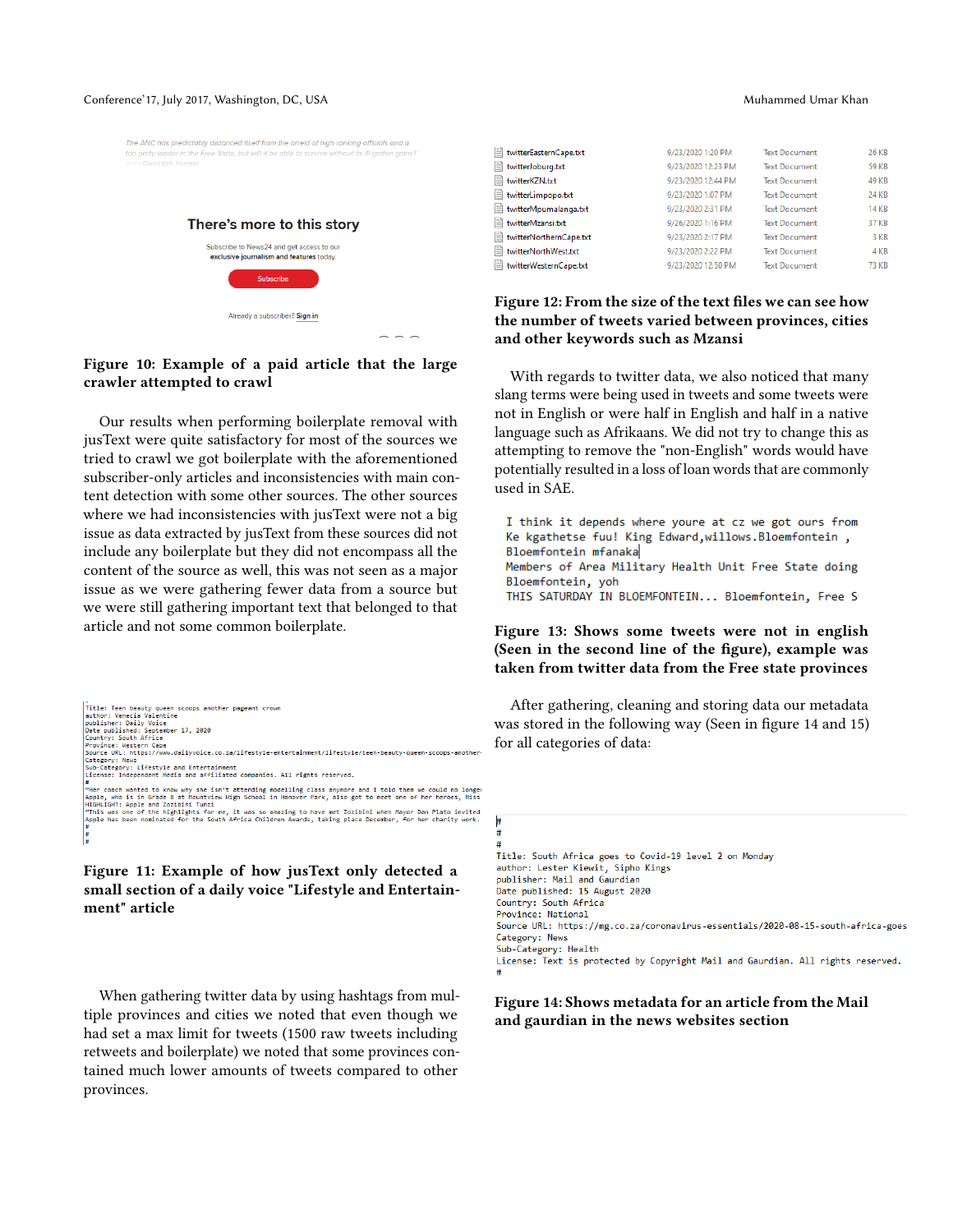The ANC has predictably distanced itself from the arrest of high ranking officials and a top party leader in the Free State, but will it be able to survive without its ill-gotten gains?

There's more to this story

Subscribe to News24 and get access to our exclusive journalism and features today.

Subscribe

Already a subscriber? Sign in

**Figure 10: Example of a paid article that the large crawler attempted to crawl**

Our results when performing boilerplate removal with jusText were quite satisfactory for most of the sources we tried to crawl we got boilerplate with the aforementioned subscriber-only articles and inconsistencies with main content detection with some other sources. The other sources where we had inconsistencies with jusText were not a big issue as data extracted by jusText from these sources did not include any boilerplate but they did not encompass all the content of the source as well, this was not seen as a major issue as we were gathering fewer data from a source but we were still gathering important text that belonged to that article and not some common boilerplate.

```
Title: Teen beauty queen scoops another pageant crown
author: Venecia Valentine
publisher: Daily Voice
Date published: September 17, 2020
Country: South Africa
Province: Western Cape
Source URL: https://www.dailyvoice.co.za/lifestyle-entertainment/lifestyle/teen-beauty-queen-scoops-another-
Category: News
Sub-Category: Lifestyle and Entertainment
License: Independent Media and affiliated companies. All rights reserved.
#
"Her coach wanted to know why she isn't attending modelling class anymore and I told them we could no longe
Apple, who is in Grade 8 at Mountview High School in Hanover Park, also got to meet one of her heroes, Miss
HIGHLIGHT: Apple and Zozibini Tunzi
"This was one of the highlights for me, it was so amazing to have met Zozibini when Mayor Dan Plato invited
Apple has been nominated for the South Africa Children Awards, taking place December, for her charity work.
#
#
#
```

**Figure 11: Example of how jusText only detected a small section of a daily voice "Lifestyle and Entertainment" article**

When gathering twitter data by using hashtags from multiple provinces and cities we noted that even though we had set a max limit for tweets (1500 raw tweets including retweets and boilerplate) we noted that some provinces contained much lower amounts of tweets compared to other provinces.

| | | | |
|---|---|---|---|
| twitterEasternCape.txt | 9/23/2020 1:20 PM | Text Document | 26 KB |
| twitterJoburg.txt | 9/23/2020 12:23 PM | Text Document | 59 KB |
| twitterKZN.txt | 9/23/2020 12:44 PM | Text Document | 49 KB |
| twitterLimpopo.txt | 9/23/2020 1:07 PM | Text Document | 24 KB |
| twitterMpumalanga.txt | 9/23/2020 2:31 PM | Text Document | 14 KB |
| twitterMzansi.txt | 9/26/2020 1:16 PM | Text Document | 37 KB |
| twitterNorthernCape.txt | 9/23/2020 2:17 PM | Text Document | 3 KB |
| twitterNorthWest.txt | 9/23/2020 2:22 PM | Text Document | 4 KB |
| twitterWesternCape.txt | 9/23/2020 12:50 PM | Text Document | 73 KB |

**Figure 12: From the size of the text files we can see how the number of tweets varied between provinces, cities and other keywords such as Mzansi**

With regards to twitter data, we also noticed that many slang terms were being used in tweets and some tweets were not in English or were half in English and half in a native language such as Afrikaans. We did not try to change this as attempting to remove the "non-English" words would have potentially resulted in a loss of loan words that are commonly used in SAE.

```
I think it depends where youre at cz we got ours from
Ke kgathetse fuu! King Edward,willows.Bloemfontein ,
Bloemfontein mfanaka
Members of Area Military Health Unit Free State doing
Bloemfontein, yoh
THIS SATURDAY IN BLOEMFONTEIN... Bloemfontein, Free S
```

**Figure 13: Shows some tweets were not in english (Seen in the second line of the figure), example was taken from twitter data from the Free state provinces**

After gathering, cleaning and storing data our metadata was stored in the following way (Seen in figure 14 and 15) for all categories of data:

```
#
#
#
Title: South Africa goes to Covid-19 level 2 on Monday
author: Lester Kiewit, Sipho Kings
publisher: Mail and Gaurdian
Date published: 15 August 2020
Country: South Africa
Province: National
Source URL: https://mg.co.za/coronavirus-essentials/2020-08-15-south-africa-goes
Category: News
Sub-Category: Health
License: Text is protected by Copyright Mail and Gaurdian. All rights reserved.
#
```

**Figure 14: Shows metadata for an article from the Mail and gaurdian in the news websites section**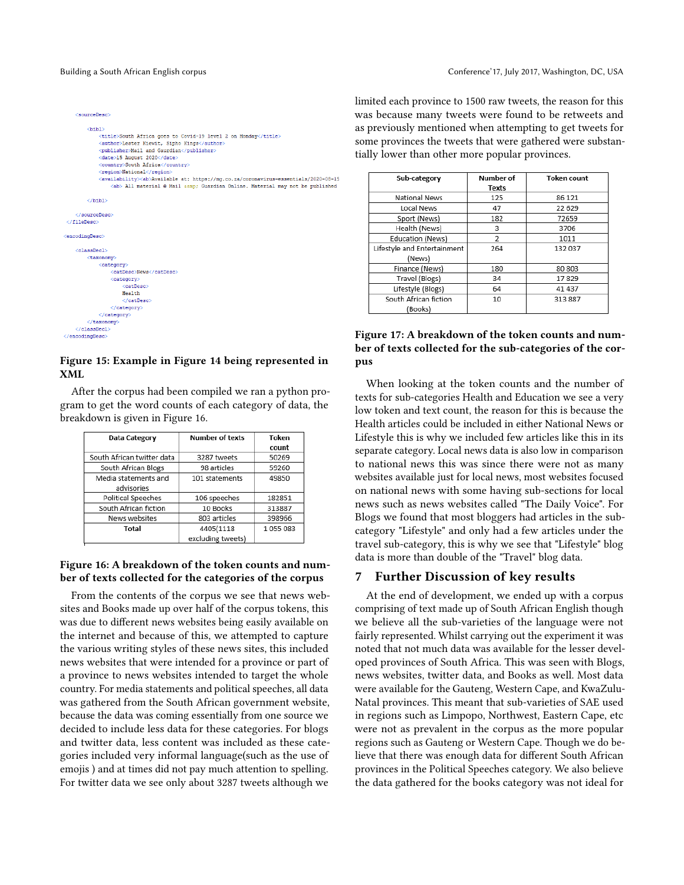```
<sourceDesc>

    <bibl>
        <title>South Africa goes to Covid-19 level 2 on Monday</title>
        <author>Lester Kiewit, Sipho Kings</author>
        <publisher>Mail and Gaurdian</publisher>
        <date>15 August 2020</date>
        <country>South Africa</country>
        <region>National</region>
        <availability><ab>Available at: https://mg.co.za/coronavirus-essentials/2020-08-15
            <ab> All material @ Mail &amp; Guardian Online. Material may not be published

    </bibl>

  </sourceDesc>
</fileDesc>

<encodingDesc>

  <classDecl>
    <taxonomy>
      <category>
        <catDesc>News</catDesc>
        <category>
          <catDesc>
          Health
          </catDesc>
        </category>
      </category>
    </taxonomy>
  </classDecl>
</encodingDesc>
```

**Figure 15: Example in Figure 14 being represented in XML**

After the corpus had been compiled we ran a python program to get the word counts of each category of data, the breakdown is given in Figure 16.

| Data Category | Number of texts | Token count |
|---|---|---|
| South African twitter data | 3287 tweets | 50269 |
| South African Blogs | 98 articles | 59260 |
| Media statements and advisories | 101 statements | 49850 |
| Political Speeches | 106 speeches | 182851 |
| South African fiction | 10 Books | 313887 |
| News websites | 803 articles | 398966 |
| **Total** | 4405(1118 excluding tweets) | 1 055 083 |

**Figure 16: A breakdown of the token counts and number of texts collected for the categories of the corpus**

From the contents of the corpus we see that news websites and Books made up over half of the corpus tokens, this was due to different news websites being easily available on the internet and because of this, we attempted to capture the various writing styles of these news sites, this included news websites that were intended for a province or part of a province to news websites intended to target the whole country. For media statements and political speeches, all data was gathered from the South African government website, because the data was coming essentially from one source we decided to include less data for these categories. For blogs and twitter data, less content was included as these categories included very informal language(such as the use of emojis ) and at times did not pay much attention to spelling. For twitter data we see only about 3287 tweets although we limited each province to 1500 raw tweets, the reason for this was because many tweets were found to be retweets and as previously mentioned when attempting to get tweets for some provinces the tweets that were gathered were substantially lower than other more popular provinces.

| Sub-category | Number of Texts | Token count |
|---|---|---|
| National News | 125 | 86 121 |
| Local News | 47 | 22 629 |
| Sport (News) | 182 | 72659 |
| Health (News) | 3 | 3706 |
| Education (News) | 2 | 1011 |
| Lifestyle and Entertainment (News) | 264 | 132 037 |
| Finance (News) | 180 | 80 803 |
| Travel (Blogs) | 34 | 17 829 |
| Lifestyle (Blogs) | 64 | 41 437 |
| South African fiction (Books) | 10 | 313 887 |

**Figure 17: A breakdown of the token counts and number of texts collected for the sub-categories of the corpus**

When looking at the token counts and the number of texts for sub-categories Health and Education we see a very low token and text count, the reason for this is because the Health articles could be included in either National News or Lifestyle this is why we included few articles like this in its separate category. Local news data is also low in comparison to national news this was since there were not as many websites available just for local news, most websites focused on national news with some having sub-sections for local news such as news websites called "The Daily Voice". For Blogs we found that most bloggers had articles in the sub-category "Lifestyle" and only had a few articles under the travel sub-category, this is why we see that "Lifestyle" blog data is more than double of the "Travel" blog data.

## 7 Further Discussion of key results

At the end of development, we ended up with a corpus comprising of text made up of South African English though we believe all the sub-varieties of the language were not fairly represented. Whilst carrying out the experiment it was noted that not much data was available for the lesser developed provinces of South Africa. This was seen with Blogs, news websites, twitter data, and Books as well. Most data were available for the Gauteng, Western Cape, and KwaZulu-Natal provinces. This meant that sub-varieties of SAE used in regions such as Limpopo, Northwest, Eastern Cape, etc were not as prevalent in the corpus as the more popular regions such as Gauteng or Western Cape. Though we do believe that there was enough data for different South African provinces in the Political Speeches category. We also believe the data gathered for the books category was not ideal for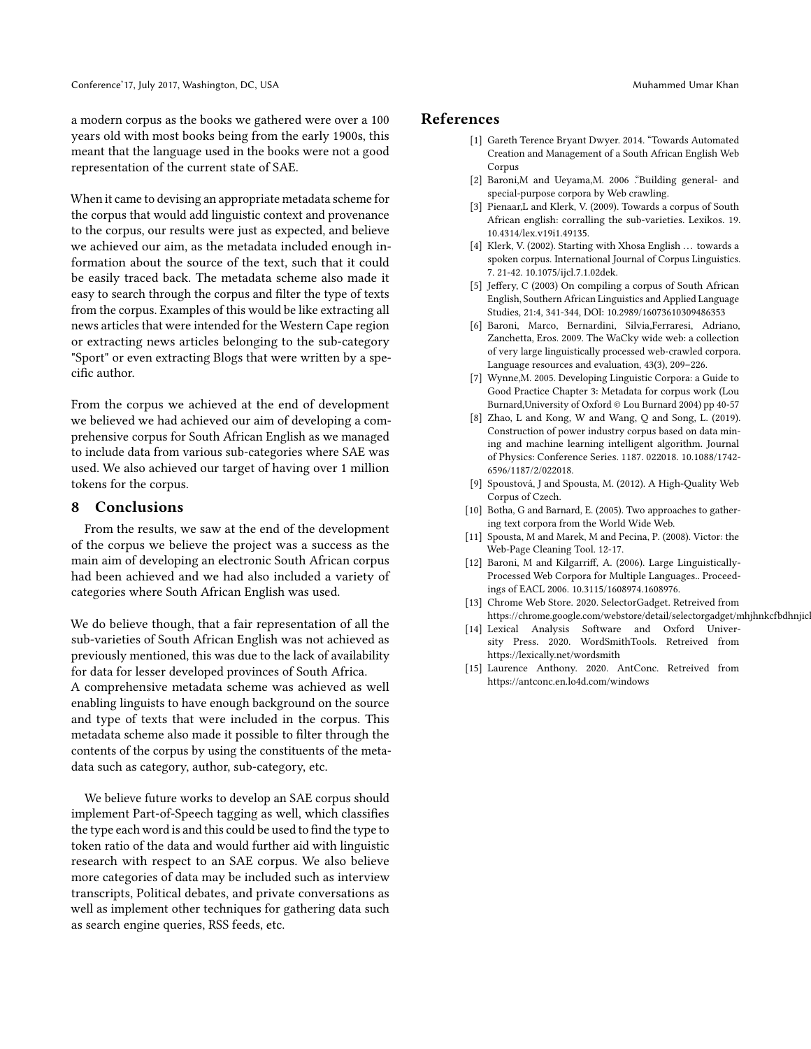a modern corpus as the books we gathered were over a 100 years old with most books being from the early 1900s, this meant that the language used in the books were not a good representation of the current state of SAE.

When it came to devising an appropriate metadata scheme for the corpus that would add linguistic context and provenance to the corpus, our results were just as expected, and believe we achieved our aim, as the metadata included enough information about the source of the text, such that it could be easily traced back. The metadata scheme also made it easy to search through the corpus and filter the type of texts from the corpus. Examples of this would be like extracting all news articles that were intended for the Western Cape region or extracting news articles belonging to the sub-category "Sport" or even extracting Blogs that were written by a specific author.

From the corpus we achieved at the end of development we believed we had achieved our aim of developing a comprehensive corpus for South African English as we managed to include data from various sub-categories where SAE was used. We also achieved our target of having over 1 million tokens for the corpus.

## 8 Conclusions

From the results, we saw at the end of the development of the corpus we believe the project was a success as the main aim of developing an electronic South African corpus had been achieved and we had also included a variety of categories where South African English was used.

We do believe though, that a fair representation of all the sub-varieties of South African English was not achieved as previously mentioned, this was due to the lack of availability for data for lesser developed provinces of South Africa.
A comprehensive metadata scheme was achieved as well enabling linguists to have enough background on the source and type of texts that were included in the corpus. This metadata scheme also made it possible to filter through the contents of the corpus by using the constituents of the metadata such as category, author, sub-category, etc.

We believe future works to develop an SAE corpus should implement Part-of-Speech tagging as well, which classifies the type each word is and this could be used to find the type to token ratio of the data and would further aid with linguistic research with respect to an SAE corpus. We also believe more categories of data may be included such as interview transcripts, Political debates, and private conversations as well as implement other techniques for gathering data such as search engine queries, RSS feeds, etc.

## References

[1] Gareth Terence Bryant Dwyer. 2014. "Towards Automated Creation and Management of a South African English Web Corpus

[2] Baroni,M and Ueyama,M. 2006 ."Building general- and special-purpose corpora by Web crawling.

[3] Pienaar,L and Klerk, V. (2009). Towards a corpus of South African english: corralling the sub-varieties. Lexikos. 19. 10.4314/lex.v19i1.49135.

[4] Klerk, V. (2002). Starting with Xhosa English … towards a spoken corpus. International Journal of Corpus Linguistics. 7. 21-42. 10.1075/ijcl.7.1.02dek.

[5] Jeffery, C (2003) On compiling a corpus of South African English, Southern African Linguistics and Applied Language Studies, 21:4, 341-344, DOI: 10.2989/16073610309486353

[6] Baroni, Marco, Bernardini, Silvia,Ferraresi, Adriano, Zanchetta, Eros. 2009. The WaCky wide web: a collection of very large linguistically processed web-crawled corpora. Language resources and evaluation, 43(3), 209–226.

[7] Wynne,M. 2005. Developing Linguistic Corpora: a Guide to Good Practice Chapter 3: Metadata for corpus work (Lou Burnard,University of Oxford © Lou Burnard 2004) pp 40-57

[8] Zhao, L and Kong, W and Wang, Q and Song, L. (2019). Construction of power industry corpus based on data mining and machine learning intelligent algorithm. Journal of Physics: Conference Series. 1187. 022018. 10.1088/1742-6596/1187/2/022018.

[9] Spoustová, J and Spousta, M. (2012). A High-Quality Web Corpus of Czech.

[10] Botha, G and Barnard, E. (2005). Two approaches to gathering text corpora from the World Wide Web.

[11] Spousta, M and Marek, M and Pecina, P. (2008). Victor: the Web-Page Cleaning Tool. 12-17.

[12] Baroni, M and Kilgarriff, A. (2006). Large Linguistically-Processed Web Corpora for Multiple Languages.. Proceedings of EACL 2006. 10.3115/1608974.1608976.

[13] Chrome Web Store. 2020. SelectorGadget. Retreived from https://chrome.google.com/webstore/detail/selectorgadget/mhjhnkcfbdhnjicl

[14] Lexical Analysis Software and Oxford University Press. 2020. WordSmithTools. Retreived from https://lexically.net/wordsmith

[15] Laurence Anthony. 2020. AntConc. Retreived from https://antconc.en.lo4d.com/windows